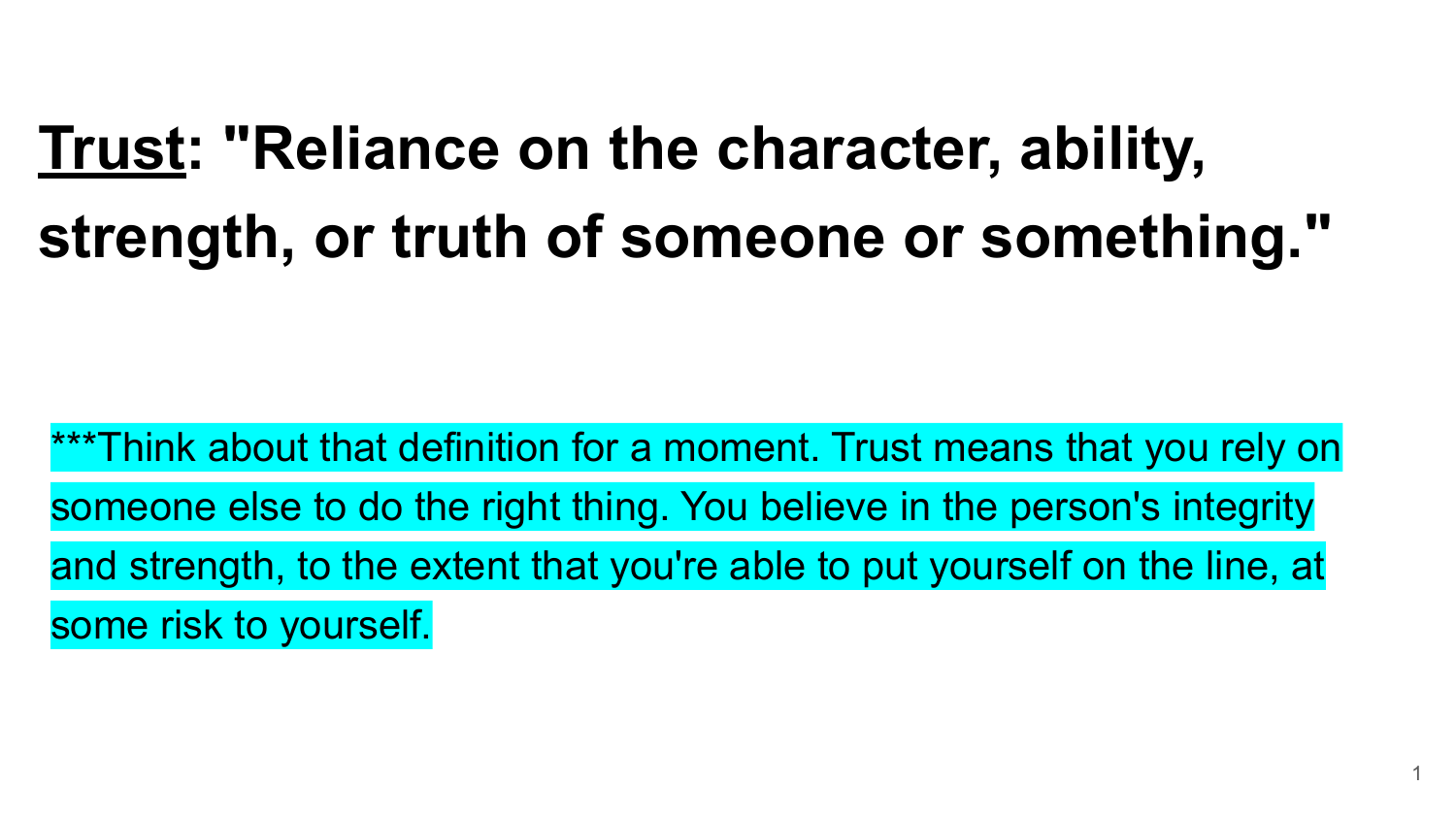# <u>Trust</u>: "Reliance on the character, ability, strength, or truth of someone or something."

***Think about that definition for a moment. Trust means that you rely on someone else to do the right thing. You believe in the person's integrity and strength, to the extent that you're able to put yourself on the line, at some risk to yourself.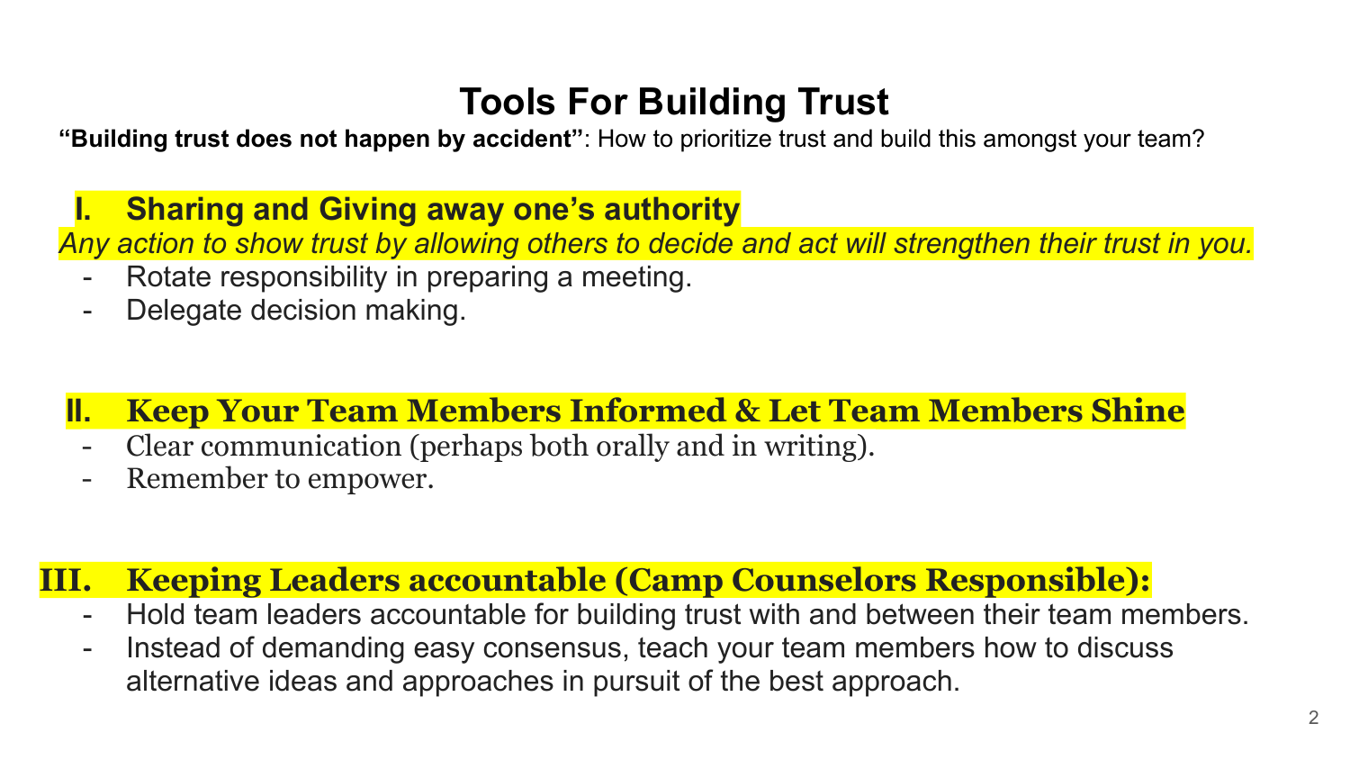# Tools For Building Trust

**"Building trust does not happen by accident"**: How to prioritize trust and build this amongst your team?

## I. Sharing and Giving away one's authority

*Any action to show trust by allowing others to decide and act will strengthen their trust in you.*

- Rotate responsibility in preparing a meeting.
- Delegate decision making.

## II. Keep Your Team Members Informed & Let Team Members Shine

- Clear communication (perhaps both orally and in writing).
- Remember to empower.

## III. Keeping Leaders accountable (Camp Counselors Responsible):

- Hold team leaders accountable for building trust with and between their team members.
- Instead of demanding easy consensus, teach your team members how to discuss alternative ideas and approaches in pursuit of the best approach.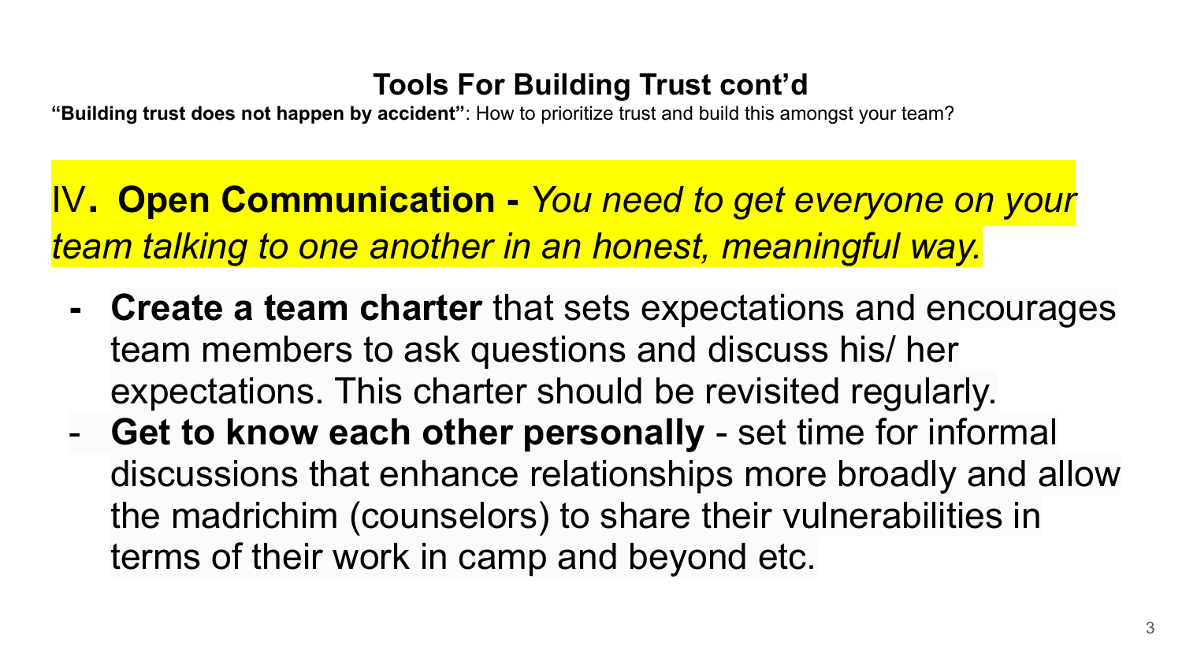## Tools For Building Trust cont'd

**"Building trust does not happen by accident"**: How to prioritize trust and build this amongst your team?

### IV**. Open Communication -** *You need to get everyone on your team talking to one another in an honest, meaningful way.*

- **Create a team charter** that sets expectations and encourages team members to ask questions and discuss his/ her expectations. This charter should be revisited regularly.
- **Get to know each other personally** - set time for informal discussions that enhance relationships more broadly and allow the madrichim (counselors) to share their vulnerabilities in terms of their work in camp and beyond etc.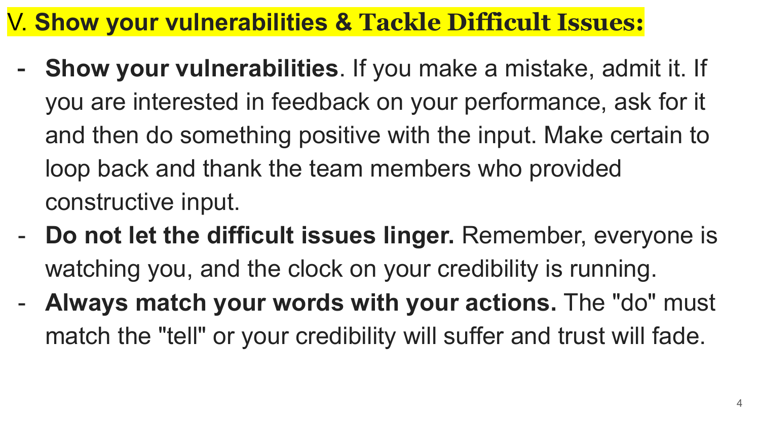## V. **Show your vulnerabilities & Tackle Difficult Issues:**

- **Show your vulnerabilities**. If you make a mistake, admit it. If you are interested in feedback on your performance, ask for it and then do something positive with the input. Make certain to loop back and thank the team members who provided constructive input.
- **Do not let the difficult issues linger.** Remember, everyone is watching you, and the clock on your credibility is running.
- **Always match your words with your actions.** The "do" must match the "tell" or your credibility will suffer and trust will fade.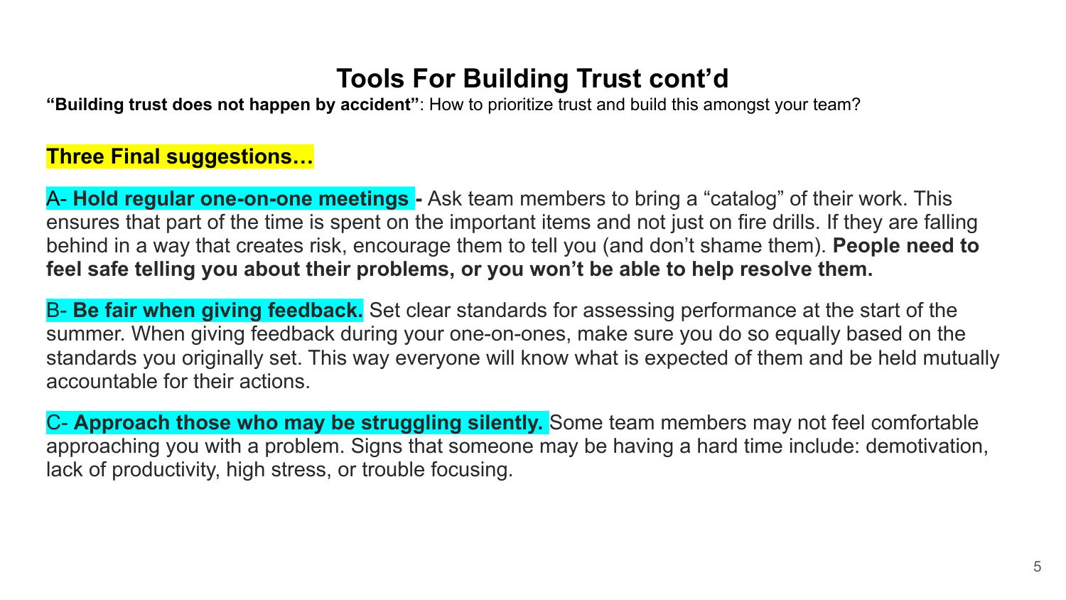# Tools For Building Trust cont'd

**"Building trust does not happen by accident"**: How to prioritize trust and build this amongst your team?

**Three Final suggestions…**

A- **Hold regular one-on-one meetings -** Ask team members to bring a "catalog" of their work. This ensures that part of the time is spent on the important items and not just on fire drills. If they are falling behind in a way that creates risk, encourage them to tell you (and don't shame them). **People need to feel safe telling you about their problems, or you won't be able to help resolve them.**

B- **Be fair when giving feedback.** Set clear standards for assessing performance at the start of the summer. When giving feedback during your one-on-ones, make sure you do so equally based on the standards you originally set. This way everyone will know what is expected of them and be held mutually accountable for their actions.

C- **Approach those who may be struggling silently.** Some team members may not feel comfortable approaching you with a problem. Signs that someone may be having a hard time include: demotivation, lack of productivity, high stress, or trouble focusing.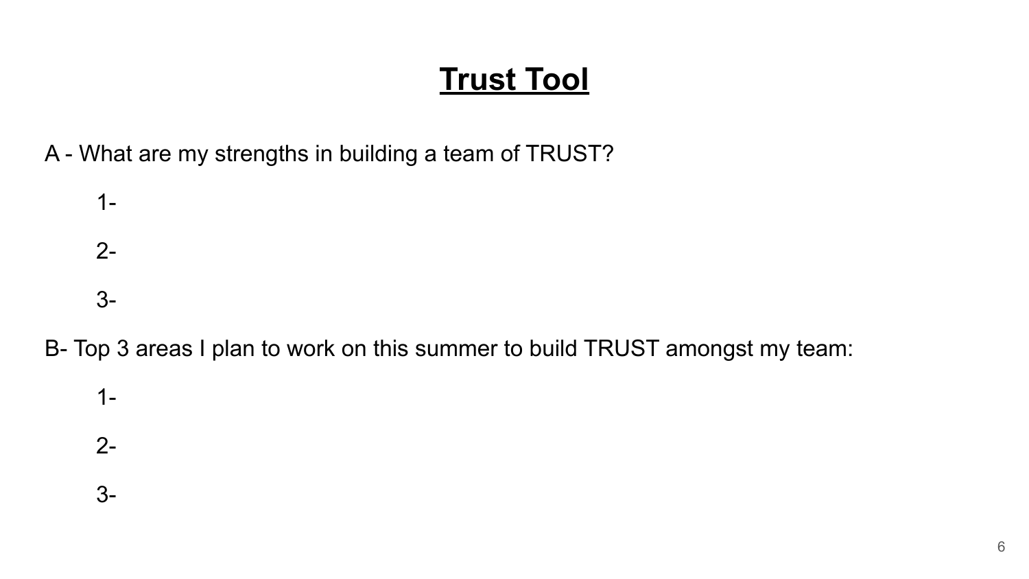# **Trust Tool**

A - What are my strengths in building a team of TRUST?

1-

2-

3-

B- Top 3 areas I plan to work on this summer to build TRUST amongst my team:

1-

2-

3-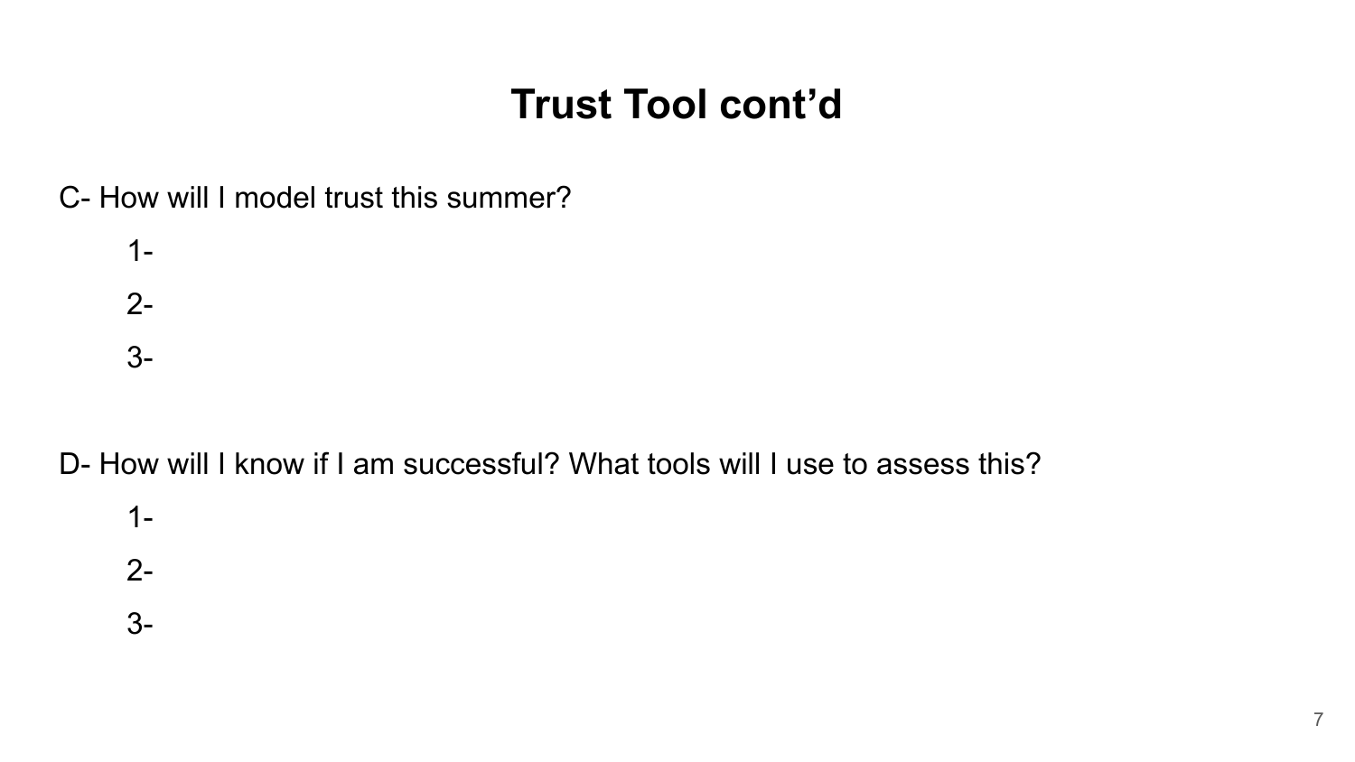# Trust Tool cont'd

C- How will I model trust this summer?

1-

2-

3-

D- How will I know if I am successful? What tools will I use to assess this?

1-

2-

3-